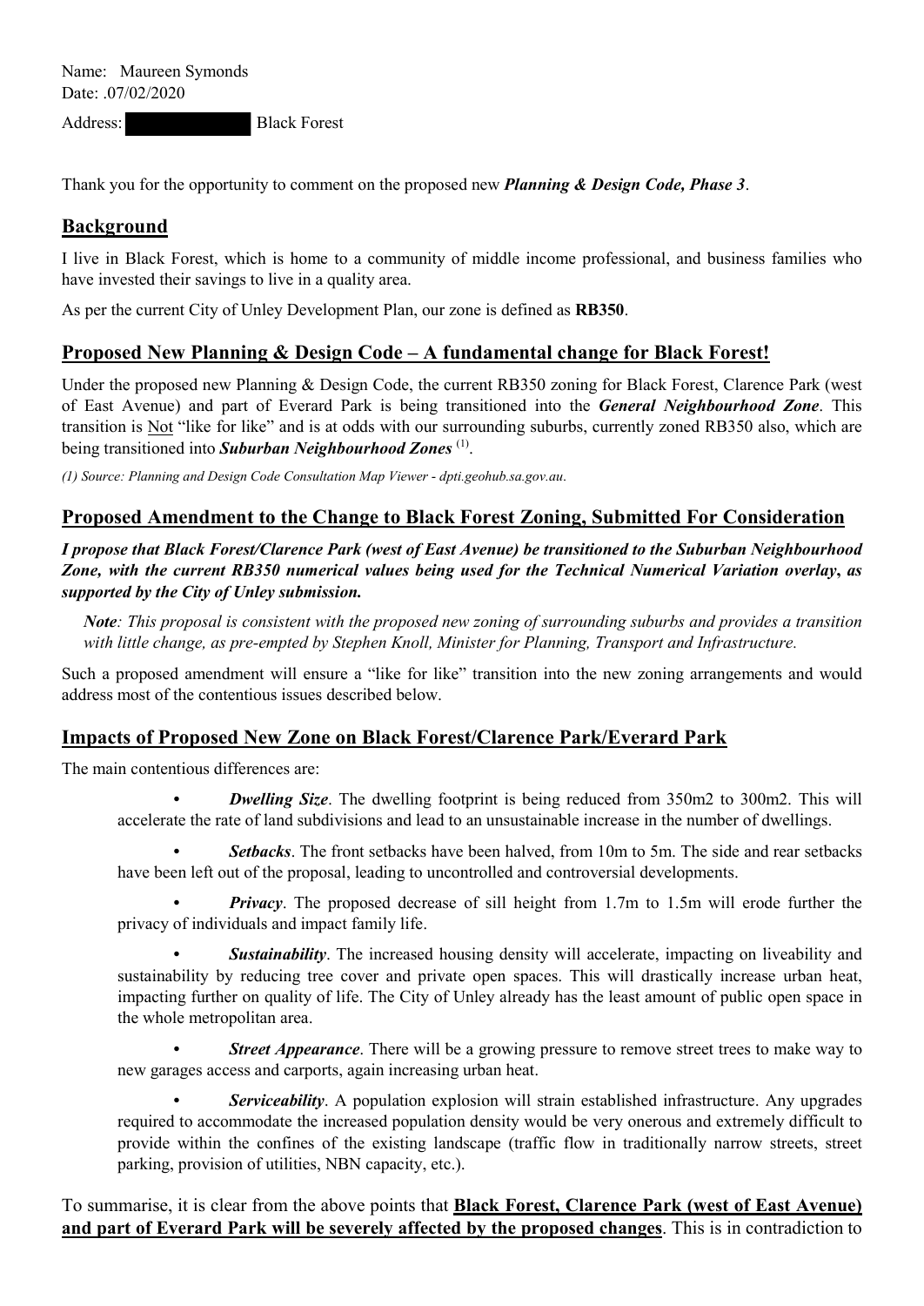Name: Maureen Symonds
Date: .07/02/2020

Address: ██████████ Black Forest

Thank you for the opportunity to comment on the proposed new ***Planning & Design Code, Phase 3***.

## Background

I live in Black Forest, which is home to a community of middle income professional, and business families who have invested their savings to live in a quality area.

As per the current City of Unley Development Plan, our zone is defined as **RB350**.

## Proposed New Planning & Design Code – A fundamental change for Black Forest!

Under the proposed new Planning & Design Code, the current RB350 zoning for Black Forest, Clarence Park (west of East Avenue) and part of Everard Park is being transitioned into the ***General Neighbourhood Zone***. This transition is Not "like for like" and is at odds with our surrounding suburbs, currently zoned RB350 also, which are being transitioned into ***Suburban Neighbourhood Zones*** [(1)].

*(1) Source: Planning and Design Code Consultation Map Viewer - dpti.geohub.sa.gov.au.*

## Proposed Amendment to the Change to Black Forest Zoning, Submitted For Consideration

***I propose that Black Forest/Clarence Park (west of East Avenue) be transitioned to the Suburban Neighbourhood Zone, with the current RB350 numerical values being used for the Technical Numerical Variation overlay, as supported by the City of Unley submission.***

> ***Note****: This proposal is consistent with the proposed new zoning of surrounding suburbs and provides a transition with little change, as pre-empted by Stephen Knoll, Minister for Planning, Transport and Infrastructure.*

Such a proposed amendment will ensure a "like for like" transition into the new zoning arrangements and would address most of the contentious issues described below.

## Impacts of Proposed New Zone on Black Forest/Clarence Park/Everard Park

The main contentious differences are:

- ***Dwelling Size***. The dwelling footprint is being reduced from 350m2 to 300m2. This will accelerate the rate of land subdivisions and lead to an unsustainable increase in the number of dwellings.
- ***Setbacks***. The front setbacks have been halved, from 10m to 5m. The side and rear setbacks have been left out of the proposal, leading to uncontrolled and controversial developments.
- ***Privacy***. The proposed decrease of sill height from 1.7m to 1.5m will erode further the privacy of individuals and impact family life.
- ***Sustainability***. The increased housing density will accelerate, impacting on liveability and sustainability by reducing tree cover and private open spaces. This will drastically increase urban heat, impacting further on quality of life. The City of Unley already has the least amount of public open space in the whole metropolitan area.
- ***Street Appearance***. There will be a growing pressure to remove street trees to make way to new garages access and carports, again increasing urban heat.
- ***Serviceability***. A population explosion will strain established infrastructure. Any upgrades required to accommodate the increased population density would be very onerous and extremely difficult to provide within the confines of the existing landscape (traffic flow in traditionally narrow streets, street parking, provision of utilities, NBN capacity, etc.).

To summarise, it is clear from the above points that **Black Forest, Clarence Park (west of East Avenue) and part of Everard Park will be severely affected by the proposed changes**. This is in contradiction to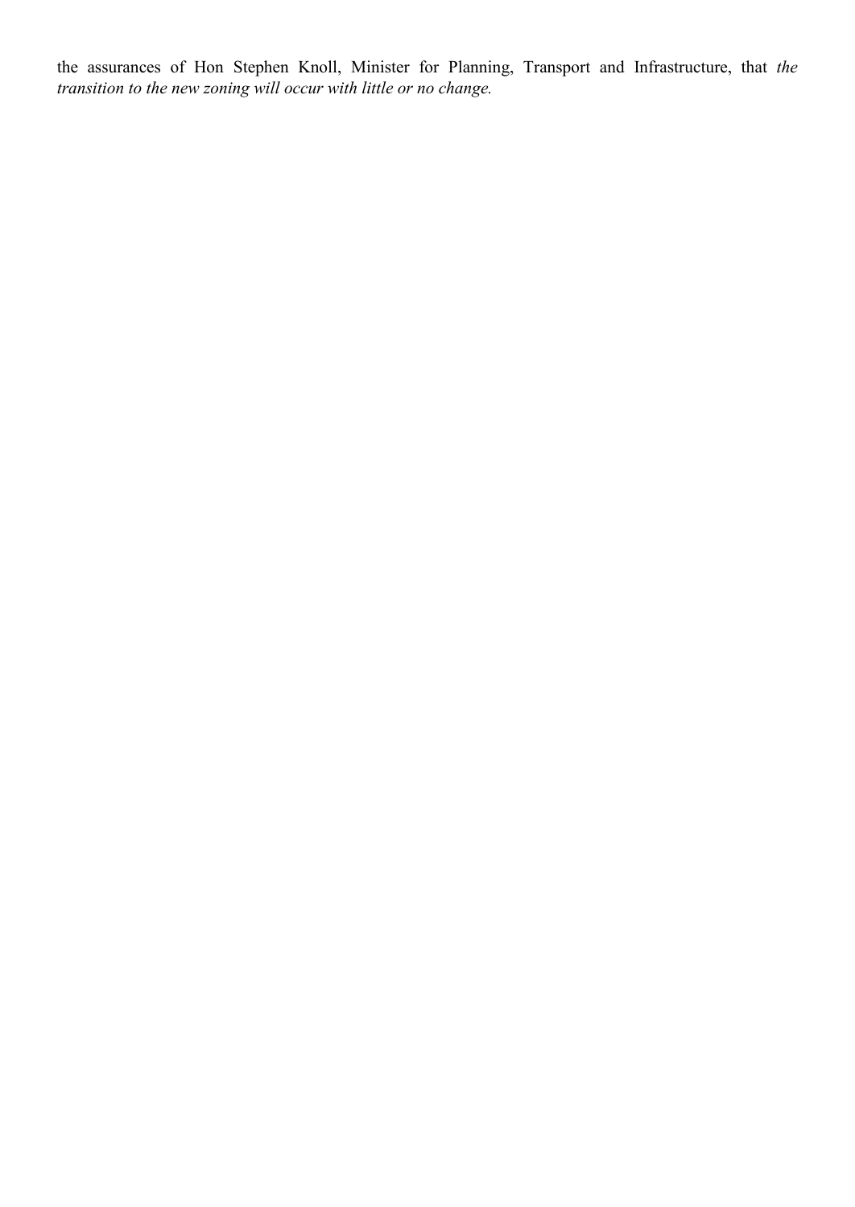the assurances of Hon Stephen Knoll, Minister for Planning, Transport and Infrastructure, that *the transition to the new zoning will occur with little or no change.*